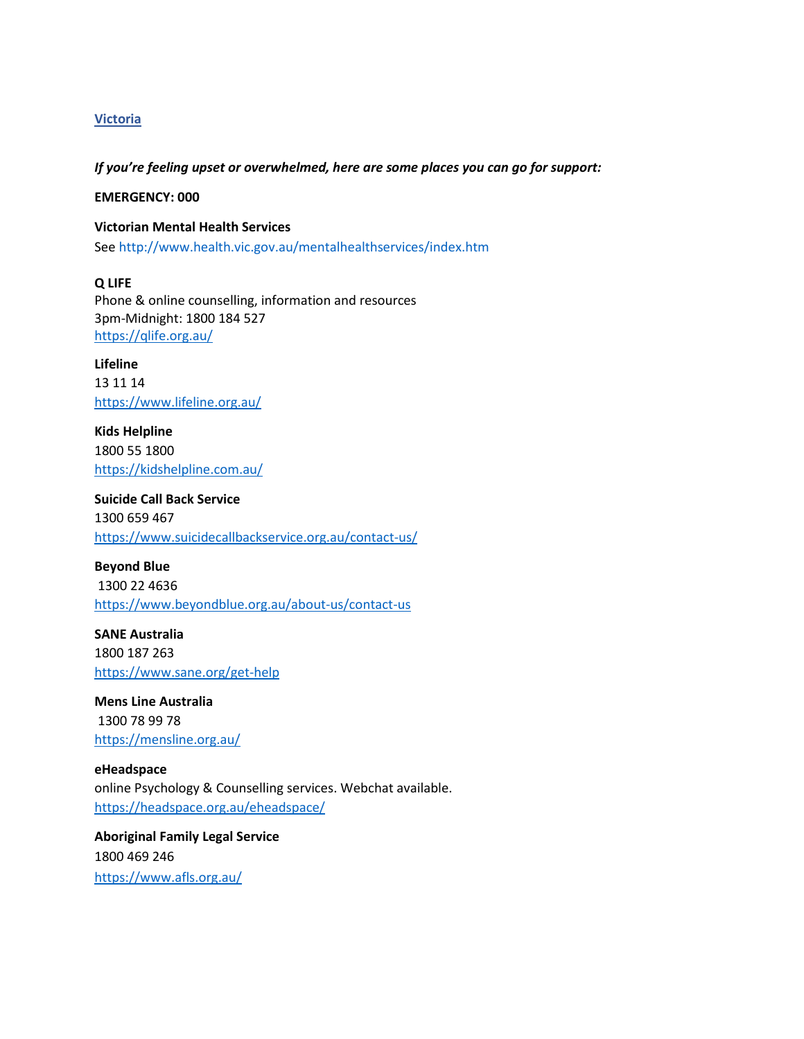## Victoria

***If you're feeling upset or overwhelmed, here are some places you can go for support:***

**EMERGENCY: 000**

**Victorian Mental Health Services**
See http://www.health.vic.gov.au/mentalhealthservices/index.htm

**Q LIFE**
Phone & online counselling, information and resources
3pm-Midnight: 1800 184 527
https://qlife.org.au/

**Lifeline**
13 11 14
https://www.lifeline.org.au/

**Kids Helpline**
1800 55 1800
https://kidshelpline.com.au/

**Suicide Call Back Service**
1300 659 467
https://www.suicidecallbackservice.org.au/contact-us/

**Beyond Blue**
1300 22 4636
https://www.beyondblue.org.au/about-us/contact-us

**SANE Australia**
1800 187 263
https://www.sane.org/get-help

**Mens Line Australia**
1300 78 99 78
https://mensline.org.au/

**eHeadspace**
online Psychology & Counselling services. Webchat available.
https://headspace.org.au/eheadspace/

**Aboriginal Family Legal Service**
1800 469 246
https://www.afls.org.au/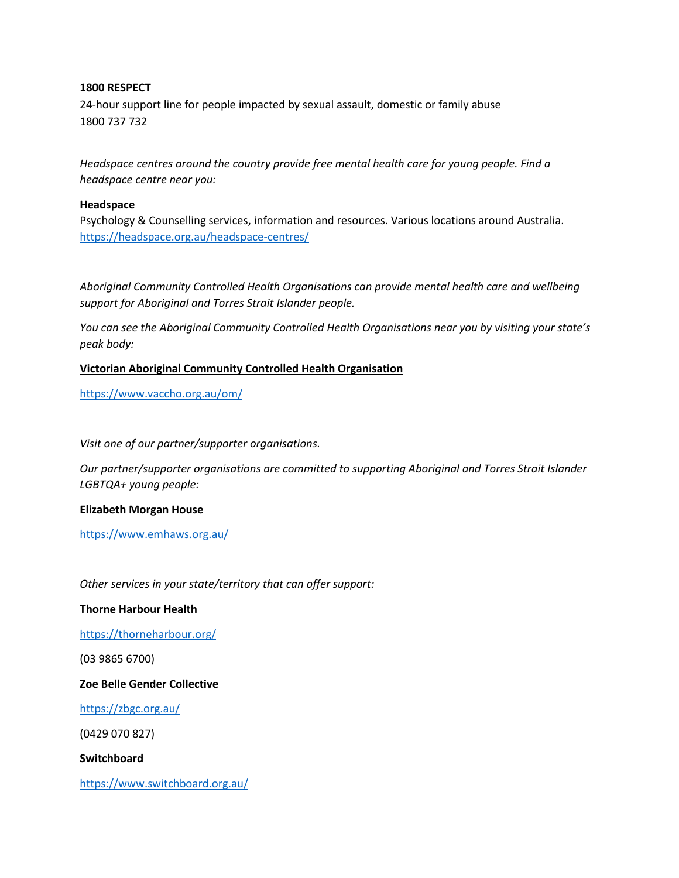**1800 RESPECT**

24-hour support line for people impacted by sexual assault, domestic or family abuse
1800 737 732

*Headspace centres around the country provide free mental health care for young people. Find a headspace centre near you:*

**Headspace**

Psychology & Counselling services, information and resources. Various locations around Australia.
https://headspace.org.au/headspace-centres/

*Aboriginal Community Controlled Health Organisations can provide mental health care and wellbeing support for Aboriginal and Torres Strait Islander people.*

*You can see the Aboriginal Community Controlled Health Organisations near you by visiting your state's peak body:*

**Victorian Aboriginal Community Controlled Health Organisation**

https://www.vaccho.org.au/om/

*Visit one of our partner/supporter organisations.*

*Our partner/supporter organisations are committed to supporting Aboriginal and Torres Strait Islander LGBTQA+ young people:*

**Elizabeth Morgan House**

https://www.emhaws.org.au/

*Other services in your state/territory that can offer support:*

**Thorne Harbour Health**

https://thorneharbour.org/

(03 9865 6700)

**Zoe Belle Gender Collective**

https://zbgc.org.au/

(0429 070 827)

**Switchboard**

https://www.switchboard.org.au/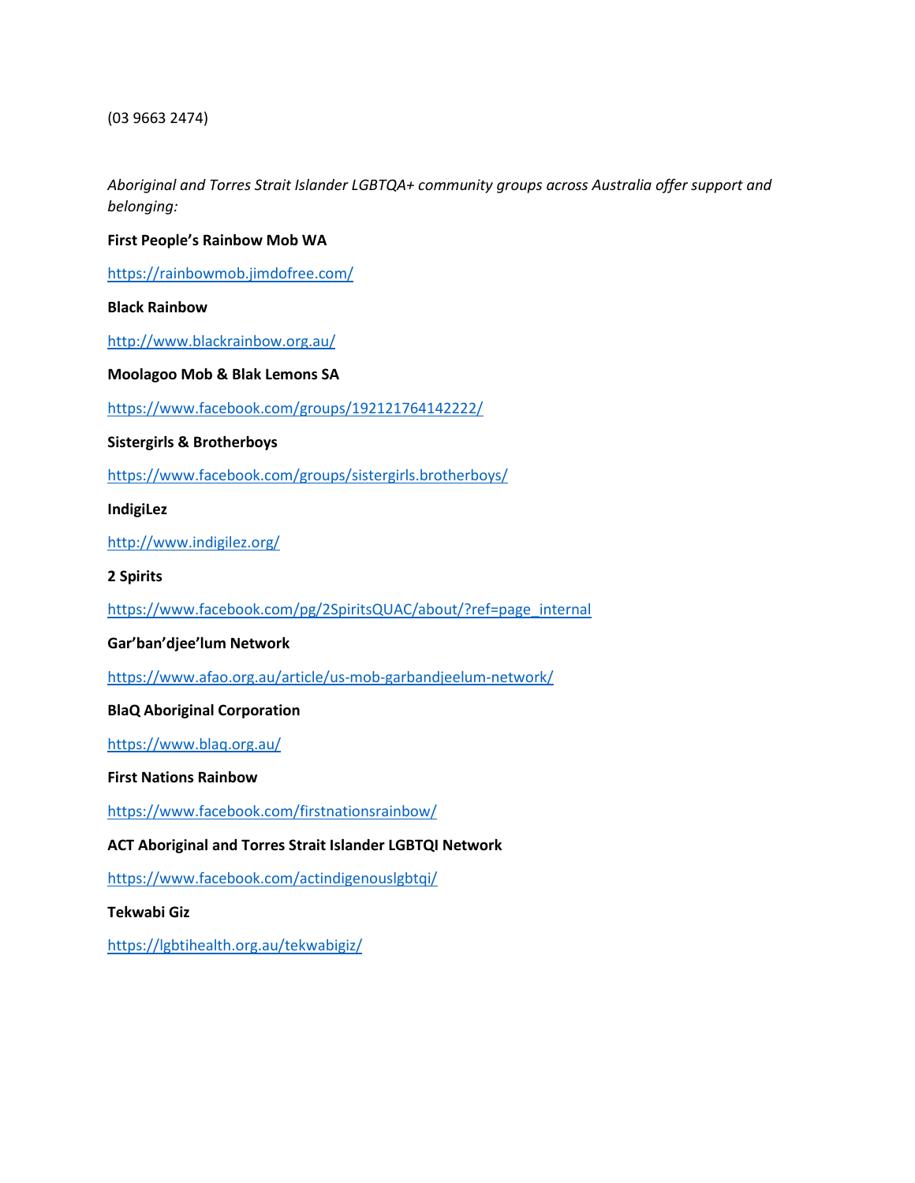(03 9663 2474)

*Aboriginal and Torres Strait Islander LGBTQA+ community groups across Australia offer support and belonging:*

**First People's Rainbow Mob WA**

https://rainbowmob.jimdofree.com/

**Black Rainbow**

http://www.blackrainbow.org.au/

**Moolagoo Mob & Blak Lemons SA**

https://www.facebook.com/groups/192121764142222/

**Sistergirls & Brotherboys**

https://www.facebook.com/groups/sistergirls.brotherboys/

**IndigiLez**

http://www.indigilez.org/

**2 Spirits**

https://www.facebook.com/pg/2SpiritsQUAC/about/?ref=page_internal

**Gar'ban'djee'lum Network**

https://www.afao.org.au/article/us-mob-garbandjeelum-network/

**BlaQ Aboriginal Corporation**

https://www.blaq.org.au/

**First Nations Rainbow**

https://www.facebook.com/firstnationsrainbow/

**ACT Aboriginal and Torres Strait Islander LGBTQI Network**

https://www.facebook.com/actindigenouslgbtqi/

**Tekwabi Giz**

https://lgbtihealth.org.au/tekwabigiz/